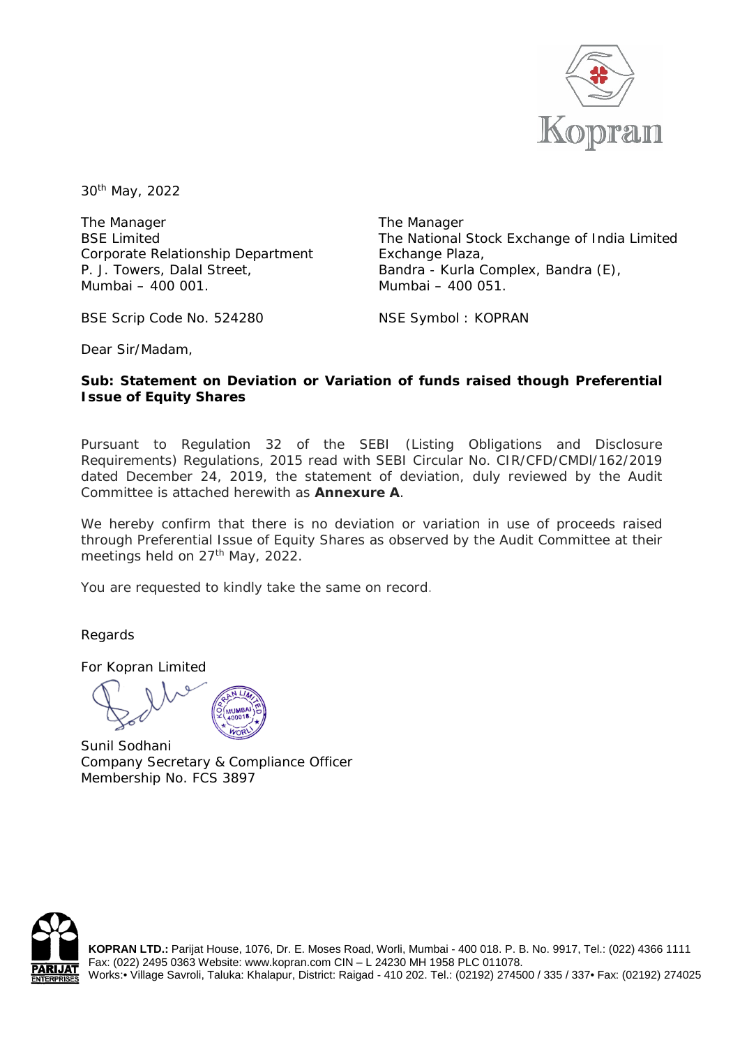30th May, 2022

The Manager
BSE Limited
Corporate Relationship Department
P. J. Towers, Dalal Street,
Mumbai – 400 001.

BSE Scrip Code No. 524280

The Manager
The National Stock Exchange of India Limited
Exchange Plaza,
Bandra - Kurla Complex, Bandra (E),
Mumbai – 400 051.

NSE Symbol : KOPRAN

Dear Sir/Madam,

**Sub: Statement on Deviation or Variation of funds raised though Preferential Issue of Equity Shares**

Pursuant to Regulation 32 of the SEBI (Listing Obligations and Disclosure Requirements) Regulations, 2015 read with SEBI Circular No. CIR/CFD/CMDl/162/2019 dated December 24, 2019, the statement of deviation, duly reviewed by the Audit Committee is attached herewith as **Annexure A**.

We hereby confirm that there is no deviation or variation in use of proceeds raised through Preferential Issue of Equity Shares as observed by the Audit Committee at their meetings held on 27th May, 2022.

You are requested to kindly take the same on record.

Regards

For Kopran Limited

Sunil Sodhani
Company Secretary & Compliance Officer
Membership No. FCS 3897

**KOPRAN LTD.:** Parijat House, 1076, Dr. E. Moses Road, Worli, Mumbai - 400 018. P. B. No. 9917, Tel.: (022) 4366 1111 Fax: (022) 2495 0363 Website: www.kopran.com CIN – L 24230 MH 1958 PLC 011078.
Works:• Village Savroli, Taluka: Khalapur, District: Raigad - 410 202. Tel.: (02192) 274500 / 335 / 337• Fax: (02192) 274025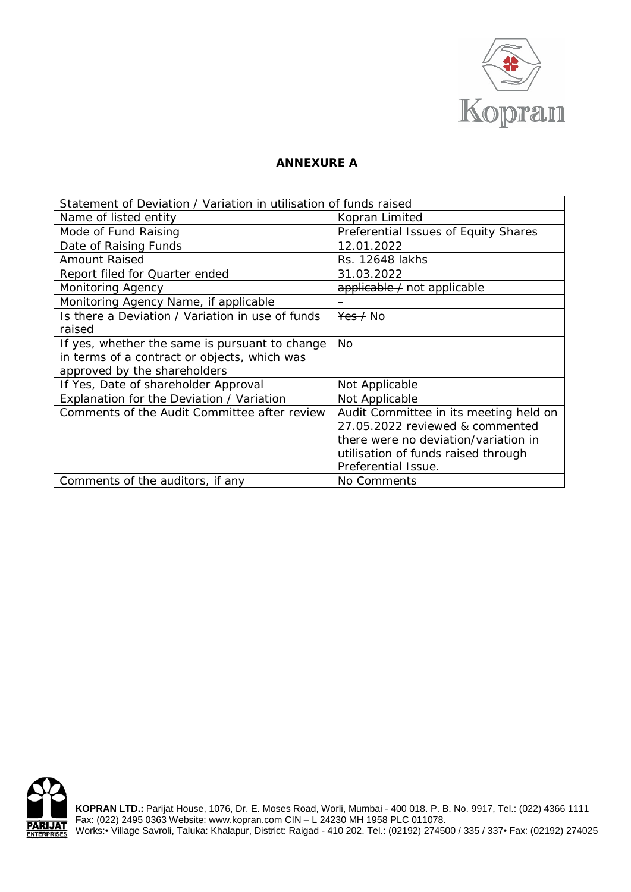**ANNEXURE A**

| Statement of Deviation / Variation in utilisation of funds raised | |
|---|---|
| Name of listed entity | Kopran Limited |
| Mode of Fund Raising | Preferential Issues of Equity Shares |
| Date of Raising Funds | 12.01.2022 |
| Amount Raised | Rs. 12648 lakhs |
| Report filed for Quarter ended | 31.03.2022 |
| Monitoring Agency | ~~applicable /~~ not applicable |
| Monitoring Agency Name, if applicable | – |
| Is there a Deviation / Variation in use of funds raised | ~~Yes /~~ No |
| If yes, whether the same is pursuant to change in terms of a contract or objects, which was approved by the shareholders | No |
| If Yes, Date of shareholder Approval | Not Applicable |
| Explanation for the Deviation / Variation | Not Applicable |
| Comments of the Audit Committee after review | Audit Committee in its meeting held on 27.05.2022 reviewed & commented there were no deviation/variation in utilisation of funds raised through Preferential Issue. |
| Comments of the auditors, if any | No Comments |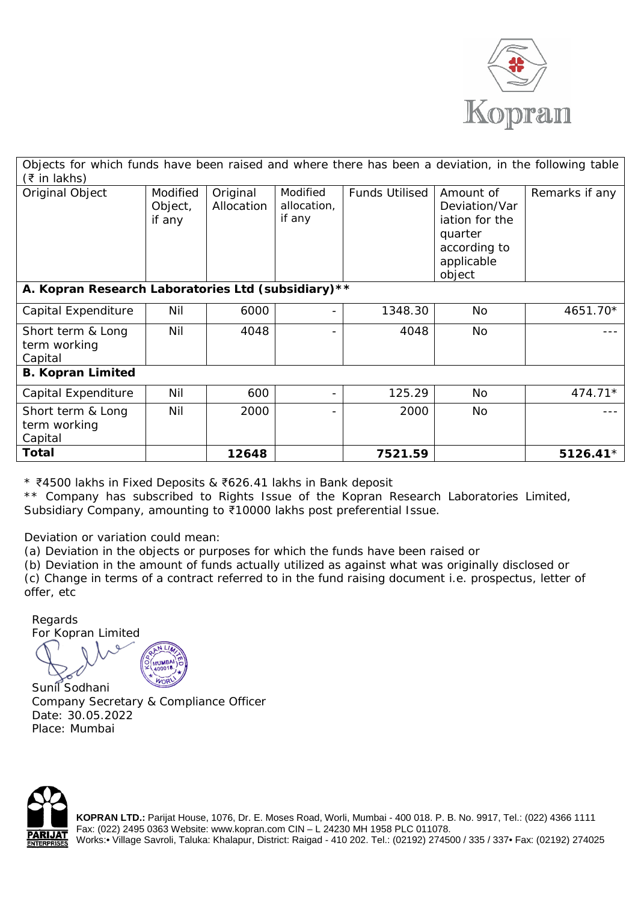| Objects for which funds have been raised and where there has been a deviation, in the following table (₹ in lakhs) | | | | | | |
|---|---|---|---|---|---|---|
| Original Object | Modified Object, if any | Original Allocation | Modified allocation, if any | Funds Utilised | Amount of Deviation/Variation for the quarter according to applicable object | Remarks if any |
| **A. Kopran Research Laboratories Ltd (subsidiary)\*\*** | | | | | | |
| Capital Expenditure | Nil | 6000 | - | 1348.30 | No | 4651.70* |
| Short term & Long term working Capital | Nil | 4048 | - | 4048 | No | --- |
| **B. Kopran Limited** | | | | | | |
| Capital Expenditure | Nil | 600 | - | 125.29 | No | 474.71* |
| Short term & Long term working Capital | Nil | 2000 | - | 2000 | No | --- |
| **Total** | | **12648** | | **7521.59** | | **5126.41*** |

\* ₹4500 lakhs in Fixed Deposits & ₹626.41 lakhs in Bank deposit

\*\* Company has subscribed to Rights Issue of the Kopran Research Laboratories Limited, Subsidiary Company, amounting to ₹10000 lakhs post preferential Issue.

Deviation or variation could mean:

(a) Deviation in the objects or purposes for which the funds have been raised or

(b) Deviation in the amount of funds actually utilized as against what was originally disclosed or

(c) Change in terms of a contract referred to in the fund raising document i.e. prospectus, letter of offer, etc

Regards

For Kopran Limited

Sunil Sodhani

Company Secretary & Compliance Officer

Date: 30.05.2022

Place: Mumbai

**KOPRAN LTD.:** Parijat House, 1076, Dr. E. Moses Road, Worli, Mumbai - 400 018. P. B. No. 9917, Tel.: (022) 4366 1111 Fax: (022) 2495 0363 Website: www.kopran.com CIN – L 24230 MH 1958 PLC 011078.
Works:• Village Savroli, Taluka: Khalapur, District: Raigad - 410 202. Tel.: (02192) 274500 / 335 / 337• Fax: (02192) 274025